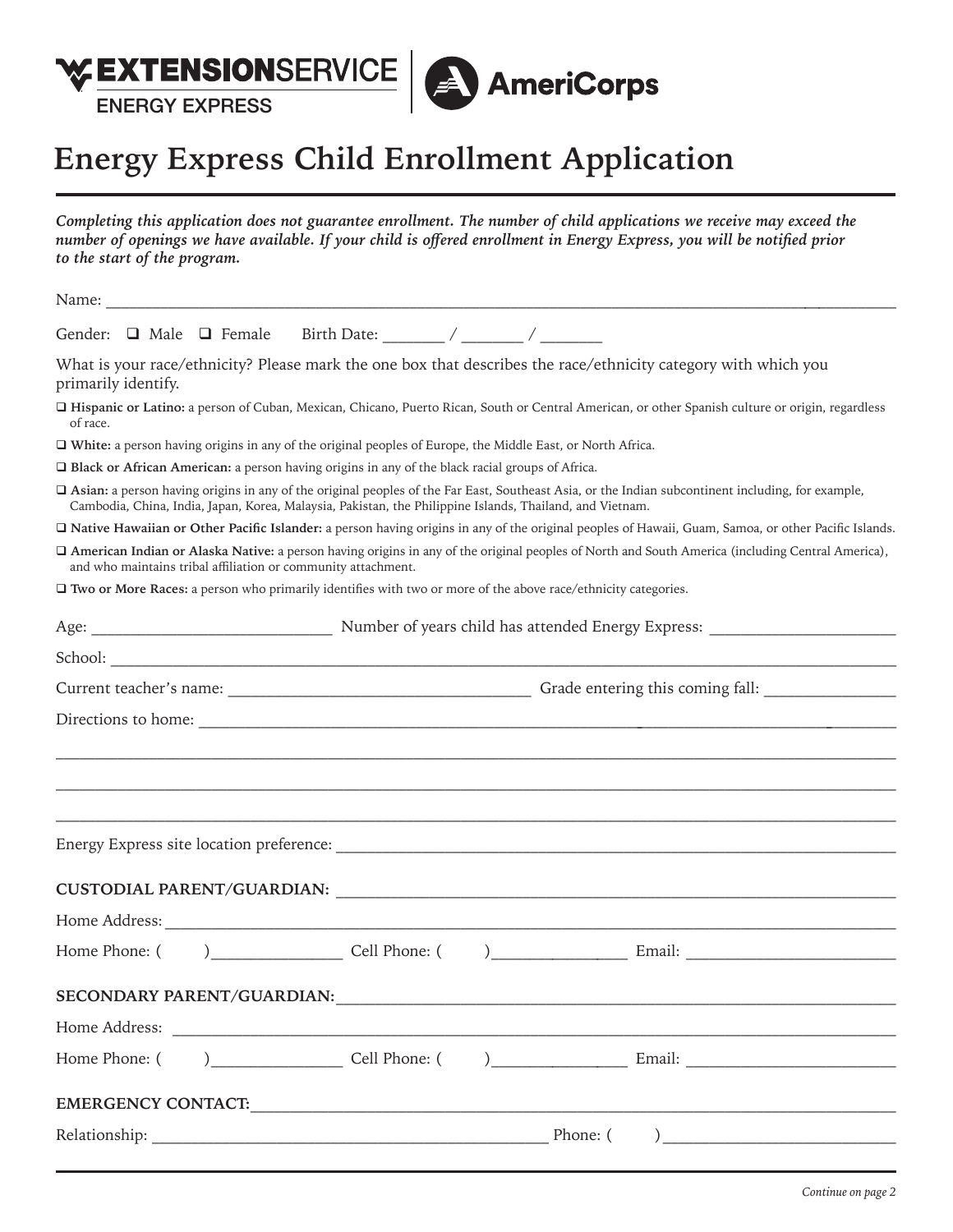EXTENSIONSERVICE
ENERGY EXPRESS

AmeriCorps

# Energy Express Child Enrollment Application

***Completing this application does not guarantee enrollment. The number of child applications we receive may exceed the number of openings we have available. If your child is offered enrollment in Energy Express, you will be notified prior to the start of the program.***

Name: ___________________________________________________________________________

Gender: ❑ Male ❑ Female Birth Date: _______ / _______ / _______

What is your race/ethnicity? Please mark the one box that describes the race/ethnicity category with which you primarily identify.

❑ **Hispanic or Latino:** a person of Cuban, Mexican, Chicano, Puerto Rican, South or Central American, or other Spanish culture or origin, regardless of race.

❑ **White:** a person having origins in any of the original peoples of Europe, the Middle East, or North Africa.

❑ **Black or African American:** a person having origins in any of the black racial groups of Africa.

❑ **Asian:** a person having origins in any of the original peoples of the Far East, Southeast Asia, or the Indian subcontinent including, for example, Cambodia, China, India, Japan, Korea, Malaysia, Pakistan, the Philippine Islands, Thailand, and Vietnam.

❑ **Native Hawaiian or Other Pacific Islander:** a person having origins in any of the original peoples of Hawaii, Guam, Samoa, or other Pacific Islands.

❑ **American Indian or Alaska Native:** a person having origins in any of the original peoples of North and South America (including Central America), and who maintains tribal affiliation or community attachment.

❑ **Two or More Races:** a person who primarily identifies with two or more of the above race/ethnicity categories.

Age: ____________________________ Number of years child has attended Energy Express: ______________________

School: ___________________________________________________________________________

Current teacher's name: ___________________________________ Grade entering this coming fall: _______________

Directions to home: ___________________________________________________________________________

___________________________________________________________________________

___________________________________________________________________________

___________________________________________________________________________

Energy Express site location preference: ___________________________________________________________

**CUSTODIAL PARENT/GUARDIAN:** ___________________________________________________________

Home Address: ___________________________________________________________________________

Home Phone: (       )_______________ Cell Phone: (       )________________ Email: _________________________

**SECONDARY PARENT/GUARDIAN:** ___________________________________________________________

Home Address: ___________________________________________________________________________

Home Phone: (       )_______________ Cell Phone: (       )________________ Email: _________________________

**EMERGENCY CONTACT:** ___________________________________________________________

Relationship: _______________________________________________ Phone: (       )___________________________

*Continue on page 2*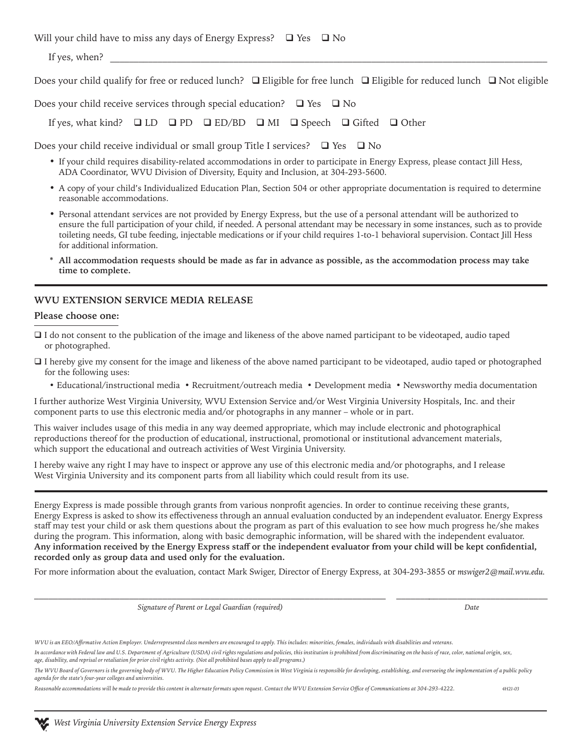Will your child have to miss any days of Energy Express? ❑ Yes ❑ No

If yes, when? ___________________________________________________________________________

Does your child qualify for free or reduced lunch? ❑ Eligible for free lunch ❑ Eligible for reduced lunch ❑ Not eligible

Does your child receive services through special education? ❑ Yes ❑ No

If yes, what kind? ❑ LD ❑ PD ❑ ED/BD ❑ MI ❑ Speech ❑ Gifted ❑ Other

Does your child receive individual or small group Title I services? ❑ Yes ❑ No

- If your child requires disability-related accommodations in order to participate in Energy Express, please contact Jill Hess, ADA Coordinator, WVU Division of Diversity, Equity and Inclusion, at 304-293-5600.
- A copy of your child's Individualized Education Plan, Section 504 or other appropriate documentation is required to determine reasonable accommodations.
- Personal attendant services are not provided by Energy Express, but the use of a personal attendant will be authorized to ensure the full participation of your child, if needed. A personal attendant may be necessary in some instances, such as to provide toileting needs, GI tube feeding, injectable medications or if your child requires 1-to-1 behavioral supervision. Contact Jill Hess for additional information.

\* **All accommodation requests should be made as far in advance as possible, as the accommodation process may take time to complete.**

## WVU EXTENSION SERVICE MEDIA RELEASE

**Please choose one:**

❑ I do not consent to the publication of the image and likeness of the above named participant to be videotaped, audio taped or photographed.

❑ I hereby give my consent for the image and likeness of the above named participant to be videotaped, audio taped or photographed for the following uses:

• Educational/instructional media • Recruitment/outreach media • Development media • Newsworthy media documentation

I further authorize West Virginia University, WVU Extension Service and/or West Virginia University Hospitals, Inc. and their component parts to use this electronic media and/or photographs in any manner – whole or in part.

This waiver includes usage of this media in any way deemed appropriate, which may include electronic and photographical reproductions thereof for the production of educational, instructional, promotional or institutional advancement materials, which support the educational and outreach activities of West Virginia University.

I hereby waive any right I may have to inspect or approve any use of this electronic media and/or photographs, and I release West Virginia University and its component parts from all liability which could result from its use.

---

Energy Express is made possible through grants from various nonprofit agencies. In order to continue receiving these grants, Energy Express is asked to show its effectiveness through an annual evaluation conducted by an independent evaluator. Energy Express staff may test your child or ask them questions about the program as part of this evaluation to see how much progress he/she makes during the program. This information, along with basic demographic information, will be shared with the independent evaluator. **Any information received by the Energy Express staff or the independent evaluator from your child will be kept confidential, recorded only as group data and used only for the evaluation.**

For more information about the evaluation, contact Mark Swiger, Director of Energy Express, at 304-293-3855 or *mswiger2@mail.wvu.edu*.

_____________________________________________ _____________________

*Signature of Parent or Legal Guardian (required)* *Date*

*WVU is an EEO/Affirmative Action Employer. Underrepresented class members are encouraged to apply. This includes: minorities, females, individuals with disabilities and veterans.*

*In accordance with Federal law and U.S. Department of Agriculture (USDA) civil rights regulations and policies, this institution is prohibited from discriminating on the basis of race, color, national origin, sex, age, disability, and reprisal or retaliation for prior civil rights activity. (Not all prohibited bases apply to all programs.)*

*The WVU Board of Governors is the governing body of WVU. The Higher Education Policy Commission in West Virginia is responsible for developing, establishing, and overseeing the implementation of a public policy agenda for the state's four-year colleges and universities.*

*Reasonable accommodations will be made to provide this content in alternate formats upon request. Contact the WVU Extension Service Office of Communications at 304-293-4222.* *4H21-03*

*West Virginia University Extension Service Energy Express*